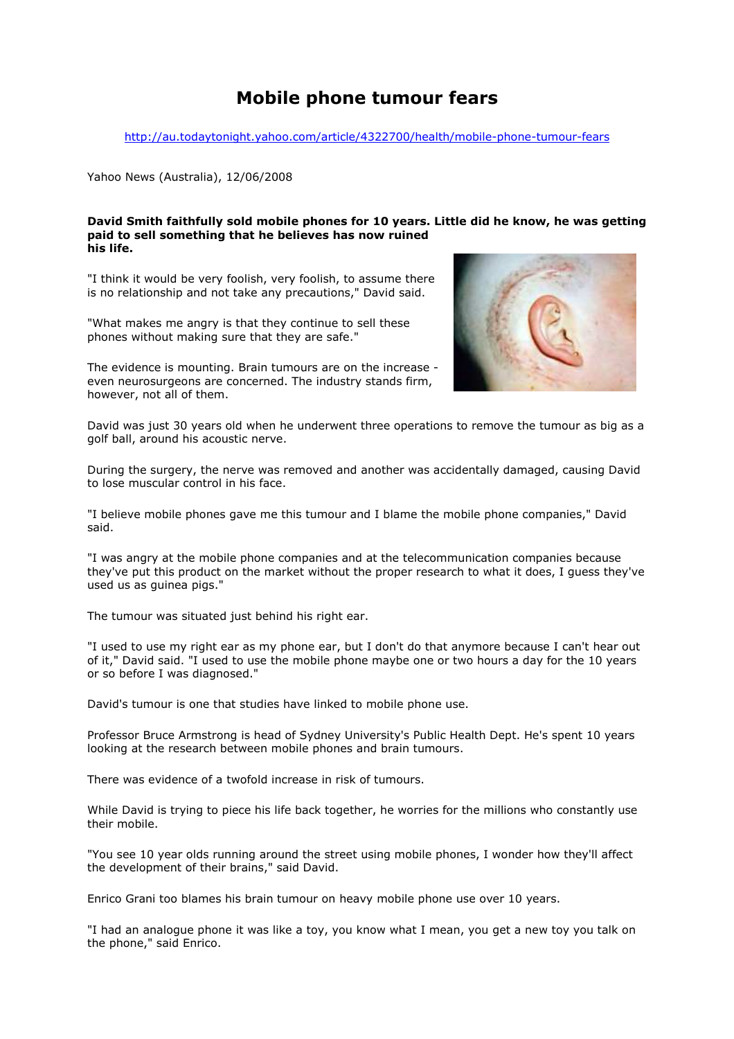# Mobile phone tumour fears

http://au.todaytonight.yahoo.com/article/4322700/health/mobile-phone-tumour-fears

Yahoo News (Australia), 12/06/2008

**David Smith faithfully sold mobile phones for 10 years. Little did he know, he was getting paid to sell something that he believes has now ruined his life.**

"I think it would be very foolish, very foolish, to assume there is no relationship and not take any precautions," David said.

"What makes me angry is that they continue to sell these phones without making sure that they are safe."

The evidence is mounting. Brain tumours are on the increase - even neurosurgeons are concerned. The industry stands firm, however, not all of them.

David was just 30 years old when he underwent three operations to remove the tumour as big as a golf ball, around his acoustic nerve.

During the surgery, the nerve was removed and another was accidentally damaged, causing David to lose muscular control in his face.

"I believe mobile phones gave me this tumour and I blame the mobile phone companies," David said.

"I was angry at the mobile phone companies and at the telecommunication companies because they've put this product on the market without the proper research to what it does, I guess they've used us as guinea pigs."

The tumour was situated just behind his right ear.

"I used to use my right ear as my phone ear, but I don't do that anymore because I can't hear out of it," David said. "I used to use the mobile phone maybe one or two hours a day for the 10 years or so before I was diagnosed."

David's tumour is one that studies have linked to mobile phone use.

Professor Bruce Armstrong is head of Sydney University's Public Health Dept. He's spent 10 years looking at the research between mobile phones and brain tumours.

There was evidence of a twofold increase in risk of tumours.

While David is trying to piece his life back together, he worries for the millions who constantly use their mobile.

"You see 10 year olds running around the street using mobile phones, I wonder how they'll affect the development of their brains," said David.

Enrico Grani too blames his brain tumour on heavy mobile phone use over 10 years.

"I had an analogue phone it was like a toy, you know what I mean, you get a new toy you talk on the phone," said Enrico.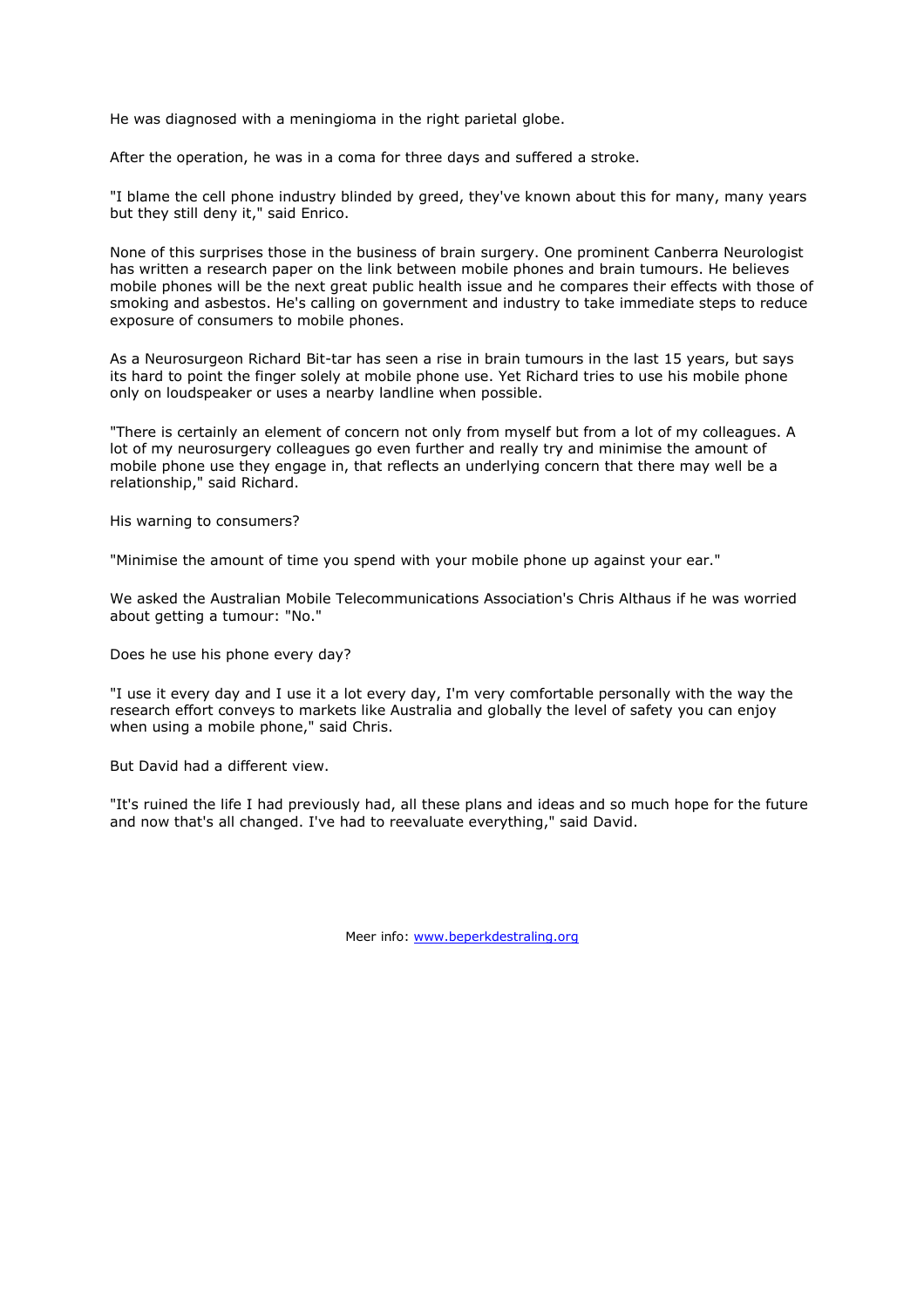He was diagnosed with a meningioma in the right parietal globe.

After the operation, he was in a coma for three days and suffered a stroke.

"I blame the cell phone industry blinded by greed, they've known about this for many, many years but they still deny it," said Enrico.

None of this surprises those in the business of brain surgery. One prominent Canberra Neurologist has written a research paper on the link between mobile phones and brain tumours. He believes mobile phones will be the next great public health issue and he compares their effects with those of smoking and asbestos. He's calling on government and industry to take immediate steps to reduce exposure of consumers to mobile phones.

As a Neurosurgeon Richard Bit-tar has seen a rise in brain tumours in the last 15 years, but says its hard to point the finger solely at mobile phone use. Yet Richard tries to use his mobile phone only on loudspeaker or uses a nearby landline when possible.

"There is certainly an element of concern not only from myself but from a lot of my colleagues. A lot of my neurosurgery colleagues go even further and really try and minimise the amount of mobile phone use they engage in, that reflects an underlying concern that there may well be a relationship," said Richard.

His warning to consumers?

"Minimise the amount of time you spend with your mobile phone up against your ear."

We asked the Australian Mobile Telecommunications Association's Chris Althaus if he was worried about getting a tumour: "No."

Does he use his phone every day?

"I use it every day and I use it a lot every day, I'm very comfortable personally with the way the research effort conveys to markets like Australia and globally the level of safety you can enjoy when using a mobile phone," said Chris.

But David had a different view.

"It's ruined the life I had previously had, all these plans and ideas and so much hope for the future and now that's all changed. I've had to reevaluate everything," said David.

Meer info: [www.beperkdestraling.org](http://www.beperkdestraling.org)